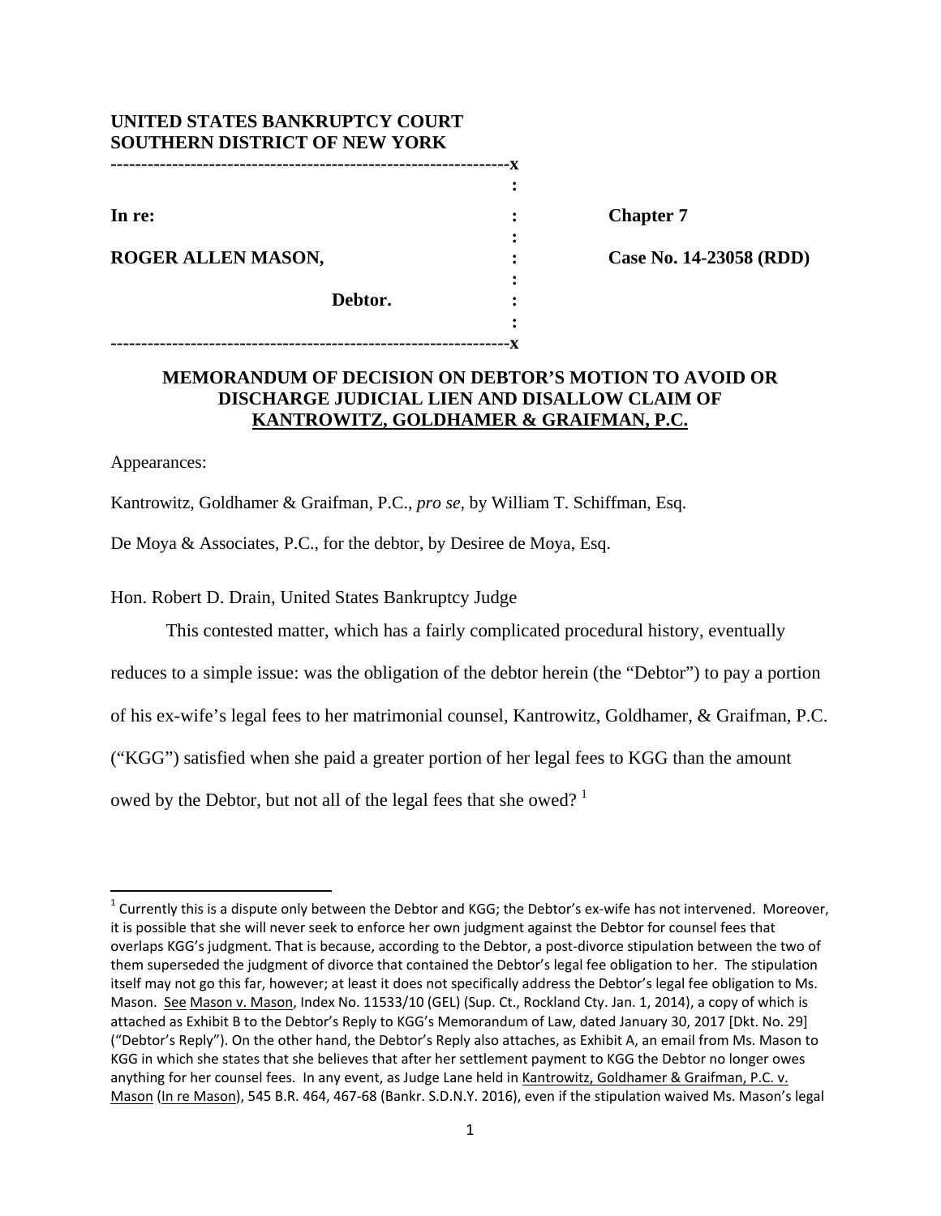**UNITED STATES BANKRUPTCY COURT**
**SOUTHERN DISTRICT OF NEW YORK**

| | | |
|---|---|---|
| **In re:** | : | **Chapter 7** |
| **ROGER ALLEN MASON,** | : | **Case No. 14-23058 (RDD)** |
| **Debtor.** | : | |

## MEMORANDUM OF DECISION ON DEBTOR'S MOTION TO AVOID OR DISCHARGE JUDICIAL LIEN AND DISALLOW CLAIM OF KANTROWITZ, GOLDHAMER & GRAIFMAN, P.C.

Appearances:

Kantrowitz, Goldhamer & Graifman, P.C., *pro se*, by William T. Schiffman, Esq.

De Moya & Associates, P.C., for the debtor, by Desiree de Moya, Esq.

Hon. Robert D. Drain, United States Bankruptcy Judge

This contested matter, which has a fairly complicated procedural history, eventually reduces to a simple issue: was the obligation of the debtor herein (the "Debtor") to pay a portion of his ex-wife's legal fees to her matrimonial counsel, Kantrowitz, Goldhamer, & Graifman, P.C. ("KGG") satisfied when she paid a greater portion of her legal fees to KGG than the amount owed by the Debtor, but not all of the legal fees that she owed? [1]

---

[1] Currently this is a dispute only between the Debtor and KGG; the Debtor's ex-wife has not intervened. Moreover, it is possible that she will never seek to enforce her own judgment against the Debtor for counsel fees that overlaps KGG's judgment. That is because, according to the Debtor, a post-divorce stipulation between the two of them superseded the judgment of divorce that contained the Debtor's legal fee obligation to her. The stipulation itself may not go this far, however; at least it does not specifically address the Debtor's legal fee obligation to Ms. Mason. See Mason v. Mason, Index No. 11533/10 (GEL) (Sup. Ct., Rockland Cty. Jan. 1, 2014), a copy of which is attached as Exhibit B to the Debtor's Reply to KGG's Memorandum of Law, dated January 30, 2017 [Dkt. No. 29] ("Debtor's Reply"). On the other hand, the Debtor's Reply also attaches, as Exhibit A, an email from Ms. Mason to KGG in which she states that she believes that after her settlement payment to KGG the Debtor no longer owes anything for her counsel fees. In any event, as Judge Lane held in Kantrowitz, Goldhamer & Graifman, P.C. v. Mason (In re Mason), 545 B.R. 464, 467-68 (Bankr. S.D.N.Y. 2016), even if the stipulation waived Ms. Mason's legal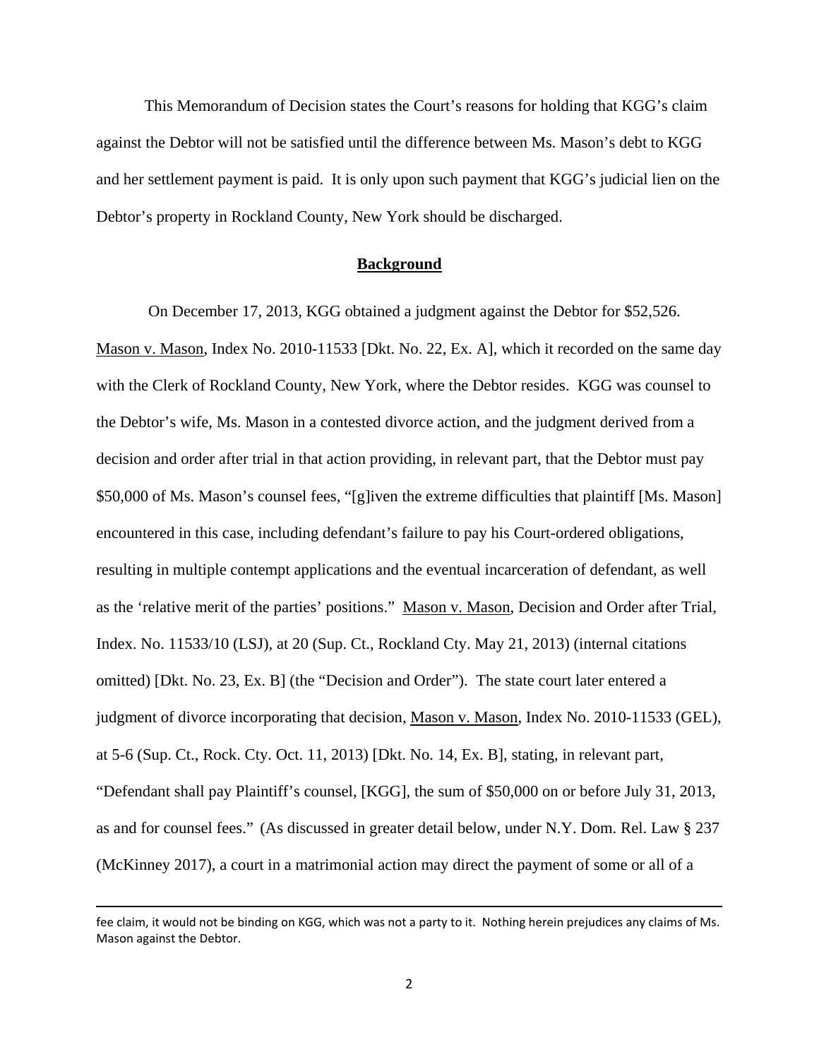This Memorandum of Decision states the Court's reasons for holding that KGG's claim against the Debtor will not be satisfied until the difference between Ms. Mason's debt to KGG and her settlement payment is paid. It is only upon such payment that KGG's judicial lien on the Debtor's property in Rockland County, New York should be discharged.

## Background

On December 17, 2013, KGG obtained a judgment against the Debtor for $52,526. Mason v. Mason, Index No. 2010-11533 [Dkt. No. 22, Ex. A], which it recorded on the same day with the Clerk of Rockland County, New York, where the Debtor resides. KGG was counsel to the Debtor's wife, Ms. Mason in a contested divorce action, and the judgment derived from a decision and order after trial in that action providing, in relevant part, that the Debtor must pay $50,000 of Ms. Mason's counsel fees, "[g]iven the extreme difficulties that plaintiff [Ms. Mason] encountered in this case, including defendant's failure to pay his Court-ordered obligations, resulting in multiple contempt applications and the eventual incarceration of defendant, as well as the 'relative merit of the parties' positions." Mason v. Mason, Decision and Order after Trial, Index. No. 11533/10 (LSJ), at 20 (Sup. Ct., Rockland Cty. May 21, 2013) (internal citations omitted) [Dkt. No. 23, Ex. B] (the "Decision and Order"). The state court later entered a judgment of divorce incorporating that decision, Mason v. Mason, Index No. 2010-11533 (GEL), at 5-6 (Sup. Ct., Rock. Cty. Oct. 11, 2013) [Dkt. No. 14, Ex. B], stating, in relevant part, "Defendant shall pay Plaintiff's counsel, [KGG], the sum of $50,000 on or before July 31, 2013, as and for counsel fees." (As discussed in greater detail below, under N.Y. Dom. Rel. Law § 237 (McKinney 2017), a court in a matrimonial action may direct the payment of some or all of a

---

fee claim, it would not be binding on KGG, which was not a party to it. Nothing herein prejudices any claims of Ms. Mason against the Debtor.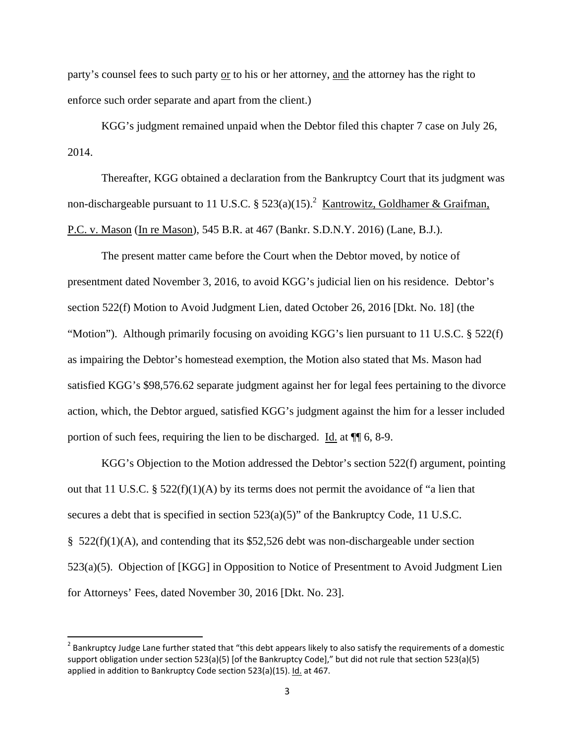party's counsel fees to such party <u>or</u> to his or her attorney, <u>and</u> the attorney has the right to enforce such order separate and apart from the client.)

KGG's judgment remained unpaid when the Debtor filed this chapter 7 case on July 26, 2014.

Thereafter, KGG obtained a declaration from the Bankruptcy Court that its judgment was non-dischargeable pursuant to 11 U.S.C. § 523(a)(15).[2] <u>Kantrowitz, Goldhamer & Graifman, P.C. v. Mason</u> (<u>In re Mason</u>), 545 B.R. at 467 (Bankr. S.D.N.Y. 2016) (Lane, B.J.).

The present matter came before the Court when the Debtor moved, by notice of presentment dated November 3, 2016, to avoid KGG's judicial lien on his residence. Debtor's section 522(f) Motion to Avoid Judgment Lien, dated October 26, 2016 [Dkt. No. 18] (the "Motion"). Although primarily focusing on avoiding KGG's lien pursuant to 11 U.S.C. § 522(f) as impairing the Debtor's homestead exemption, the Motion also stated that Ms. Mason had satisfied KGG's $98,576.62 separate judgment against her for legal fees pertaining to the divorce action, which, the Debtor argued, satisfied KGG's judgment against the him for a lesser included portion of such fees, requiring the lien to be discharged. <u>Id.</u> at ¶¶ 6, 8-9.

KGG's Objection to the Motion addressed the Debtor's section 522(f) argument, pointing out that 11 U.S.C. § 522(f)(1)(A) by its terms does not permit the avoidance of "a lien that secures a debt that is specified in section 523(a)(5)" of the Bankruptcy Code, 11 U.S.C. § 522(f)(1)(A), and contending that its $52,526 debt was non-dischargeable under section 523(a)(5). Objection of [KGG] in Opposition to Notice of Presentment to Avoid Judgment Lien for Attorneys' Fees, dated November 30, 2016 [Dkt. No. 23].

---

[2] Bankruptcy Judge Lane further stated that "this debt appears likely to also satisfy the requirements of a domestic support obligation under section 523(a)(5) [of the Bankruptcy Code]," but did not rule that section 523(a)(5) applied in addition to Bankruptcy Code section 523(a)(15). <u>Id.</u> at 467.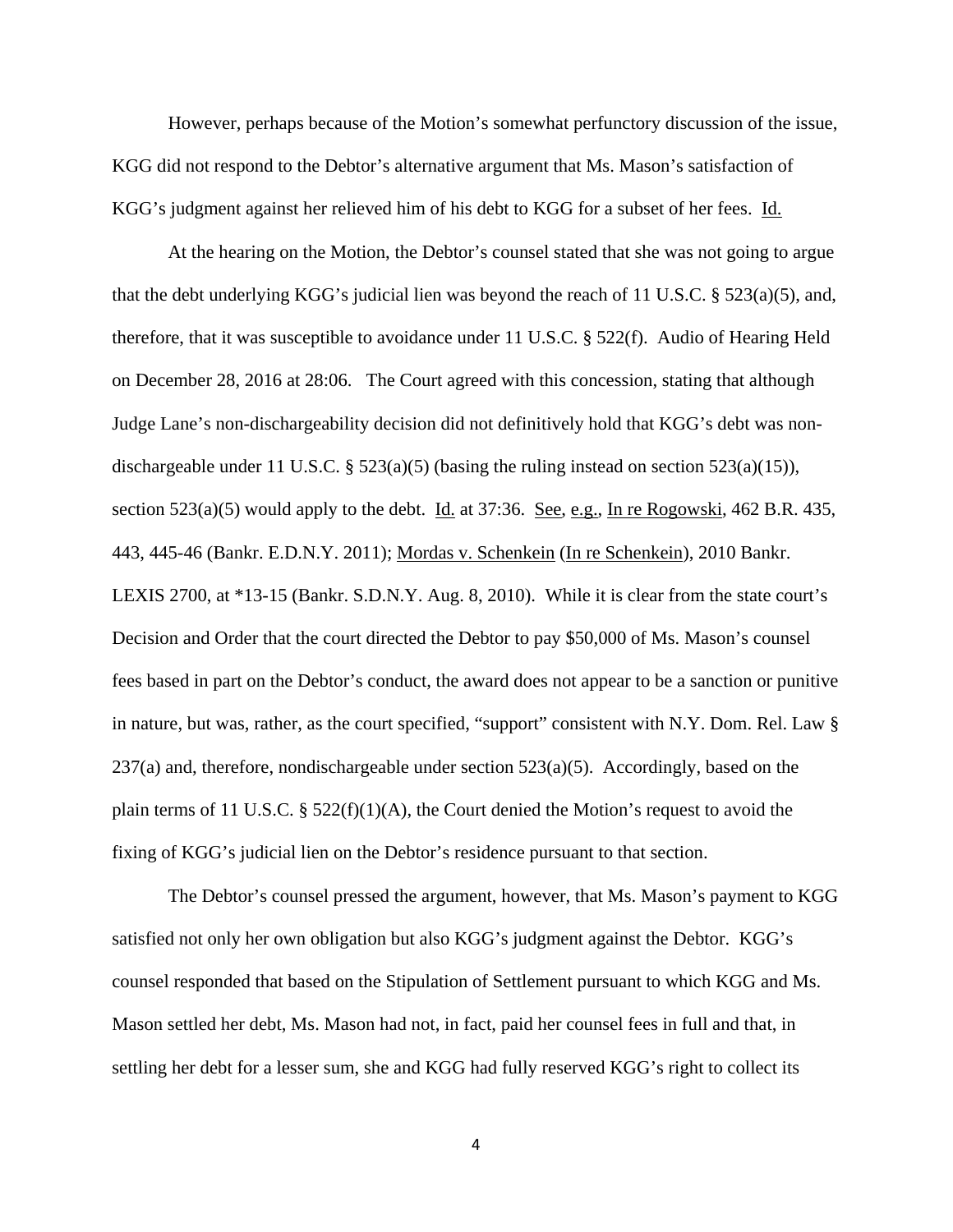However, perhaps because of the Motion's somewhat perfunctory discussion of the issue, KGG did not respond to the Debtor's alternative argument that Ms. Mason's satisfaction of KGG's judgment against her relieved him of his debt to KGG for a subset of her fees. Id.

At the hearing on the Motion, the Debtor's counsel stated that she was not going to argue that the debt underlying KGG's judicial lien was beyond the reach of 11 U.S.C. § 523(a)(5), and, therefore, that it was susceptible to avoidance under 11 U.S.C. § 522(f). Audio of Hearing Held on December 28, 2016 at 28:06. The Court agreed with this concession, stating that although Judge Lane's non-dischargeability decision did not definitively hold that KGG's debt was non-dischargeable under 11 U.S.C. § 523(a)(5) (basing the ruling instead on section 523(a)(15)), section 523(a)(5) would apply to the debt. Id. at 37:36. See, e.g., In re Rogowski, 462 B.R. 435, 443, 445-46 (Bankr. E.D.N.Y. 2011); Mordas v. Schenkein (In re Schenkein), 2010 Bankr. LEXIS 2700, at *13-15 (Bankr. S.D.N.Y. Aug. 8, 2010). While it is clear from the state court's Decision and Order that the court directed the Debtor to pay $50,000 of Ms. Mason's counsel fees based in part on the Debtor's conduct, the award does not appear to be a sanction or punitive in nature, but was, rather, as the court specified, "support" consistent with N.Y. Dom. Rel. Law § 237(a) and, therefore, nondischargeable under section 523(a)(5). Accordingly, based on the plain terms of 11 U.S.C. § 522(f)(1)(A), the Court denied the Motion's request to avoid the fixing of KGG's judicial lien on the Debtor's residence pursuant to that section.

The Debtor's counsel pressed the argument, however, that Ms. Mason's payment to KGG satisfied not only her own obligation but also KGG's judgment against the Debtor. KGG's counsel responded that based on the Stipulation of Settlement pursuant to which KGG and Ms. Mason settled her debt, Ms. Mason had not, in fact, paid her counsel fees in full and that, in settling her debt for a lesser sum, she and KGG had fully reserved KGG's right to collect its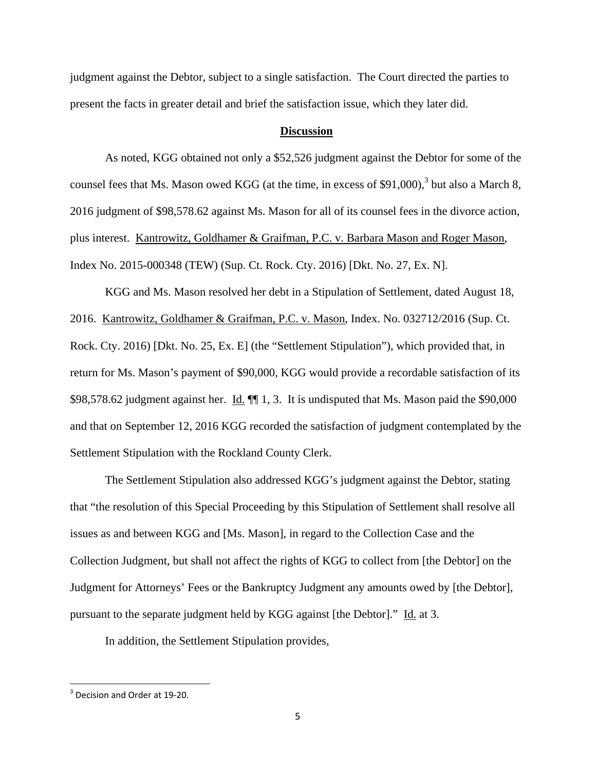judgment against the Debtor, subject to a single satisfaction. The Court directed the parties to present the facts in greater detail and brief the satisfaction issue, which they later did.

**Discussion**

As noted, KGG obtained not only a $52,526 judgment against the Debtor for some of the counsel fees that Ms. Mason owed KGG (at the time, in excess of $91,000),[3] but also a March 8, 2016 judgment of $98,578.62 against Ms. Mason for all of its counsel fees in the divorce action, plus interest. Kantrowitz, Goldhamer & Graifman, P.C. v. Barbara Mason and Roger Mason, Index No. 2015-000348 (TEW) (Sup. Ct. Rock. Cty. 2016) [Dkt. No. 27, Ex. N].

KGG and Ms. Mason resolved her debt in a Stipulation of Settlement, dated August 18, 2016. Kantrowitz, Goldhamer & Graifman, P.C. v. Mason, Index. No. 032712/2016 (Sup. Ct. Rock. Cty. 2016) [Dkt. No. 25, Ex. E] (the "Settlement Stipulation"), which provided that, in return for Ms. Mason's payment of $90,000, KGG would provide a recordable satisfaction of its $98,578.62 judgment against her. Id. ¶¶ 1, 3. It is undisputed that Ms. Mason paid the $90,000 and that on September 12, 2016 KGG recorded the satisfaction of judgment contemplated by the Settlement Stipulation with the Rockland County Clerk.

The Settlement Stipulation also addressed KGG's judgment against the Debtor, stating that "the resolution of this Special Proceeding by this Stipulation of Settlement shall resolve all issues as and between KGG and [Ms. Mason], in regard to the Collection Case and the Collection Judgment, but shall not affect the rights of KGG to collect from [the Debtor] on the Judgment for Attorneys' Fees or the Bankruptcy Judgment any amounts owed by [the Debtor], pursuant to the separate judgment held by KGG against [the Debtor]." Id. at 3.

In addition, the Settlement Stipulation provides,

---

[3] Decision and Order at 19-20.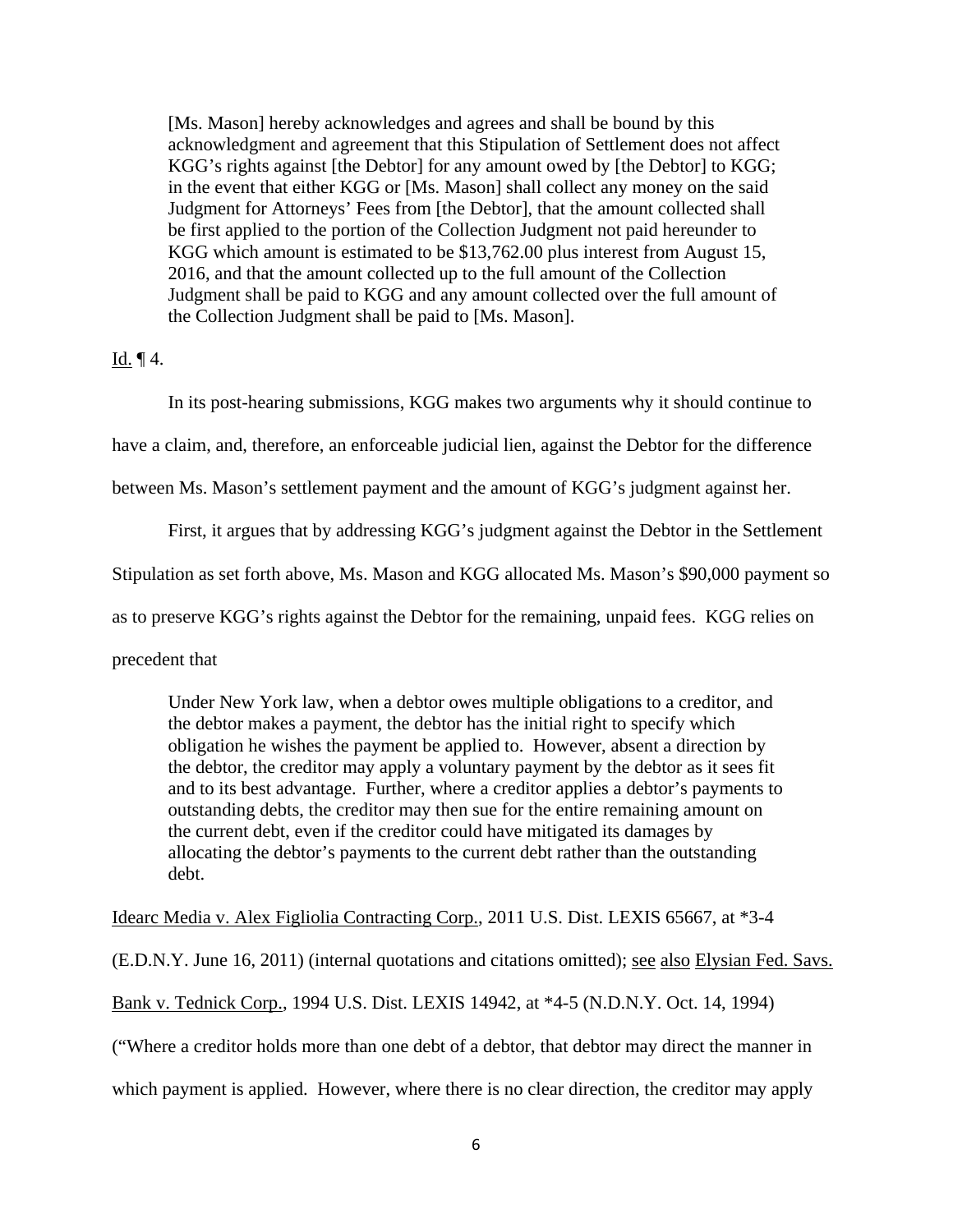> [Ms. Mason] hereby acknowledges and agrees and shall be bound by this acknowledgment and agreement that this Stipulation of Settlement does not affect KGG's rights against [the Debtor] for any amount owed by [the Debtor] to KGG; in the event that either KGG or [Ms. Mason] shall collect any money on the said Judgment for Attorneys' Fees from [the Debtor], that the amount collected shall be first applied to the portion of the Collection Judgment not paid hereunder to KGG which amount is estimated to be $13,762.00 plus interest from August 15, 2016, and that the amount collected up to the full amount of the Collection Judgment shall be paid to KGG and any amount collected over the full amount of the Collection Judgment shall be paid to [Ms. Mason].

Id. ¶ 4.

In its post-hearing submissions, KGG makes two arguments why it should continue to have a claim, and, therefore, an enforceable judicial lien, against the Debtor for the difference between Ms. Mason's settlement payment and the amount of KGG's judgment against her.

First, it argues that by addressing KGG's judgment against the Debtor in the Settlement Stipulation as set forth above, Ms. Mason and KGG allocated Ms. Mason's $90,000 payment so as to preserve KGG's rights against the Debtor for the remaining, unpaid fees. KGG relies on precedent that

> Under New York law, when a debtor owes multiple obligations to a creditor, and the debtor makes a payment, the debtor has the initial right to specify which obligation he wishes the payment be applied to. However, absent a direction by the debtor, the creditor may apply a voluntary payment by the debtor as it sees fit and to its best advantage. Further, where a creditor applies a debtor's payments to outstanding debts, the creditor may then sue for the entire remaining amount on the current debt, even if the creditor could have mitigated its damages by allocating the debtor's payments to the current debt rather than the outstanding debt.

Idearc Media v. Alex Figliolia Contracting Corp., 2011 U.S. Dist. LEXIS 65667, at *3-4 (E.D.N.Y. June 16, 2011) (internal quotations and citations omitted); see also Elysian Fed. Savs. Bank v. Tednick Corp., 1994 U.S. Dist. LEXIS 14942, at *4-5 (N.D.N.Y. Oct. 14, 1994) ("Where a creditor holds more than one debt of a debtor, that debtor may direct the manner in which payment is applied. However, where there is no clear direction, the creditor may apply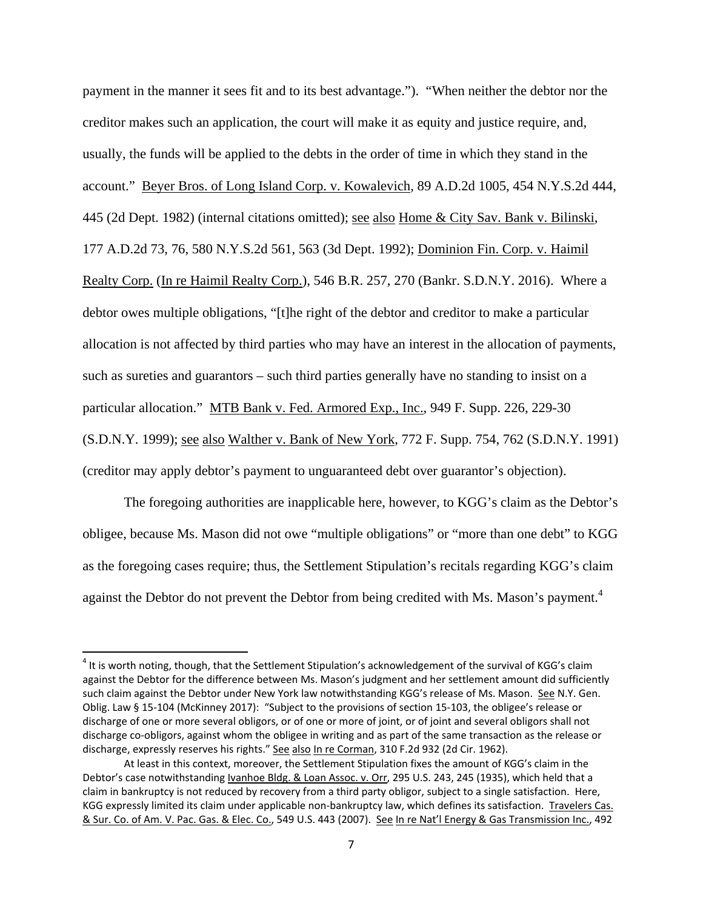payment in the manner it sees fit and to its best advantage."). "When neither the debtor nor the creditor makes such an application, the court will make it as equity and justice require, and, usually, the funds will be applied to the debts in the order of time in which they stand in the account." Beyer Bros. of Long Island Corp. v. Kowalevich, 89 A.D.2d 1005, 454 N.Y.S.2d 444, 445 (2d Dept. 1982) (internal citations omitted); see also Home & City Sav. Bank v. Bilinski, 177 A.D.2d 73, 76, 580 N.Y.S.2d 561, 563 (3d Dept. 1992); Dominion Fin. Corp. v. Haimil Realty Corp. (In re Haimil Realty Corp.), 546 B.R. 257, 270 (Bankr. S.D.N.Y. 2016). Where a debtor owes multiple obligations, "[t]he right of the debtor and creditor to make a particular allocation is not affected by third parties who may have an interest in the allocation of payments, such as sureties and guarantors – such third parties generally have no standing to insist on a particular allocation." MTB Bank v. Fed. Armored Exp., Inc., 949 F. Supp. 226, 229-30 (S.D.N.Y. 1999); see also Walther v. Bank of New York, 772 F. Supp. 754, 762 (S.D.N.Y. 1991) (creditor may apply debtor's payment to unguaranteed debt over guarantor's objection).

The foregoing authorities are inapplicable here, however, to KGG's claim as the Debtor's obligee, because Ms. Mason did not owe "multiple obligations" or "more than one debt" to KGG as the foregoing cases require; thus, the Settlement Stipulation's recitals regarding KGG's claim against the Debtor do not prevent the Debtor from being credited with Ms. Mason's payment.[4]

---

[4] It is worth noting, though, that the Settlement Stipulation's acknowledgement of the survival of KGG's claim against the Debtor for the difference between Ms. Mason's judgment and her settlement amount did sufficiently such claim against the Debtor under New York law notwithstanding KGG's release of Ms. Mason. See N.Y. Gen. Oblig. Law § 15-104 (McKinney 2017): "Subject to the provisions of section 15-103, the obligee's release or discharge of one or more several obligors, or of one or more of joint, or of joint and several obligors shall not discharge co-obligors, against whom the obligee in writing and as part of the same transaction as the release or discharge, expressly reserves his rights." See also In re Corman, 310 F.2d 932 (2d Cir. 1962).

At least in this context, moreover, the Settlement Stipulation fixes the amount of KGG's claim in the Debtor's case notwithstanding Ivanhoe Bldg. & Loan Assoc. v. Orr, 295 U.S. 243, 245 (1935), which held that a claim in bankruptcy is not reduced by recovery from a third party obligor, subject to a single satisfaction. Here, KGG expressly limited its claim under applicable non-bankruptcy law, which defines its satisfaction. Travelers Cas. & Sur. Co. of Am. V. Pac. Gas. & Elec. Co., 549 U.S. 443 (2007). See In re Nat'l Energy & Gas Transmission Inc., 492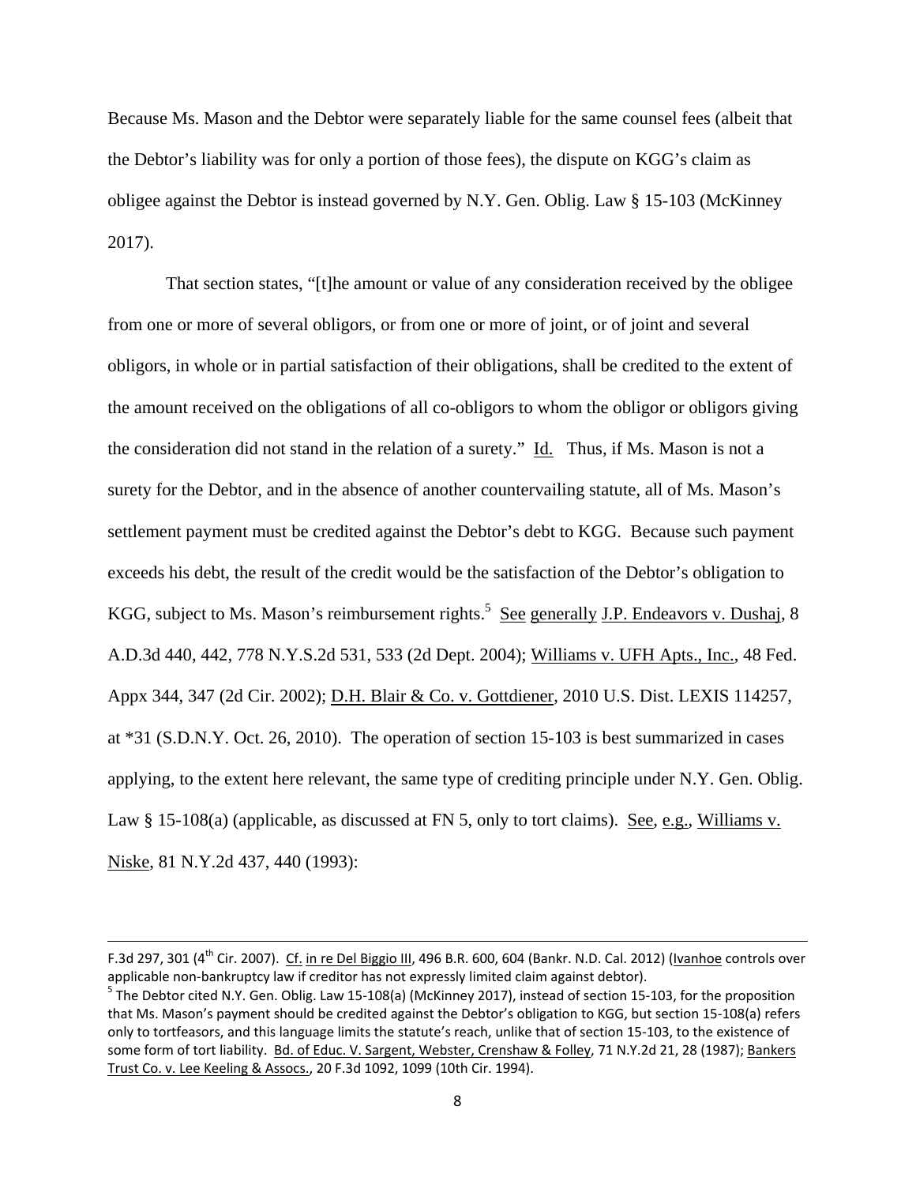Because Ms. Mason and the Debtor were separately liable for the same counsel fees (albeit that the Debtor's liability was for only a portion of those fees), the dispute on KGG's claim as obligee against the Debtor is instead governed by N.Y. Gen. Oblig. Law § 15-103 (McKinney 2017).

That section states, "[t]he amount or value of any consideration received by the obligee from one or more of several obligors, or from one or more of joint, or of joint and several obligors, in whole or in partial satisfaction of their obligations, shall be credited to the extent of the amount received on the obligations of all co-obligors to whom the obligor or obligors giving the consideration did not stand in the relation of a surety." Id. Thus, if Ms. Mason is not a surety for the Debtor, and in the absence of another countervailing statute, all of Ms. Mason's settlement payment must be credited against the Debtor's debt to KGG. Because such payment exceeds his debt, the result of the credit would be the satisfaction of the Debtor's obligation to KGG, subject to Ms. Mason's reimbursement rights.[5] See generally J.P. Endeavors v. Dushaj, 8 A.D.3d 440, 442, 778 N.Y.S.2d 531, 533 (2d Dept. 2004); Williams v. UFH Apts., Inc., 48 Fed. Appx 344, 347 (2d Cir. 2002); D.H. Blair & Co. v. Gottdiener, 2010 U.S. Dist. LEXIS 114257, at *31 (S.D.N.Y. Oct. 26, 2010). The operation of section 15-103 is best summarized in cases applying, to the extent here relevant, the same type of crediting principle under N.Y. Gen. Oblig. Law § 15-108(a) (applicable, as discussed at FN 5, only to tort claims). See, e.g., Williams v. Niske, 81 N.Y.2d 437, 440 (1993):

---

F.3d 297, 301 (4th Cir. 2007). Cf. in re Del Biggio III, 496 B.R. 600, 604 (Bankr. N.D. Cal. 2012) (Ivanhoe controls over applicable non-bankruptcy law if creditor has not expressly limited claim against debtor).

[5] The Debtor cited N.Y. Gen. Oblig. Law 15-108(a) (McKinney 2017), instead of section 15-103, for the proposition that Ms. Mason's payment should be credited against the Debtor's obligation to KGG, but section 15-108(a) refers only to tortfeasors, and this language limits the statute's reach, unlike that of section 15-103, to the existence of some form of tort liability. Bd. of Educ. V. Sargent, Webster, Crenshaw & Folley, 71 N.Y.2d 21, 28 (1987); Bankers Trust Co. v. Lee Keeling & Assocs., 20 F.3d 1092, 1099 (10th Cir. 1994).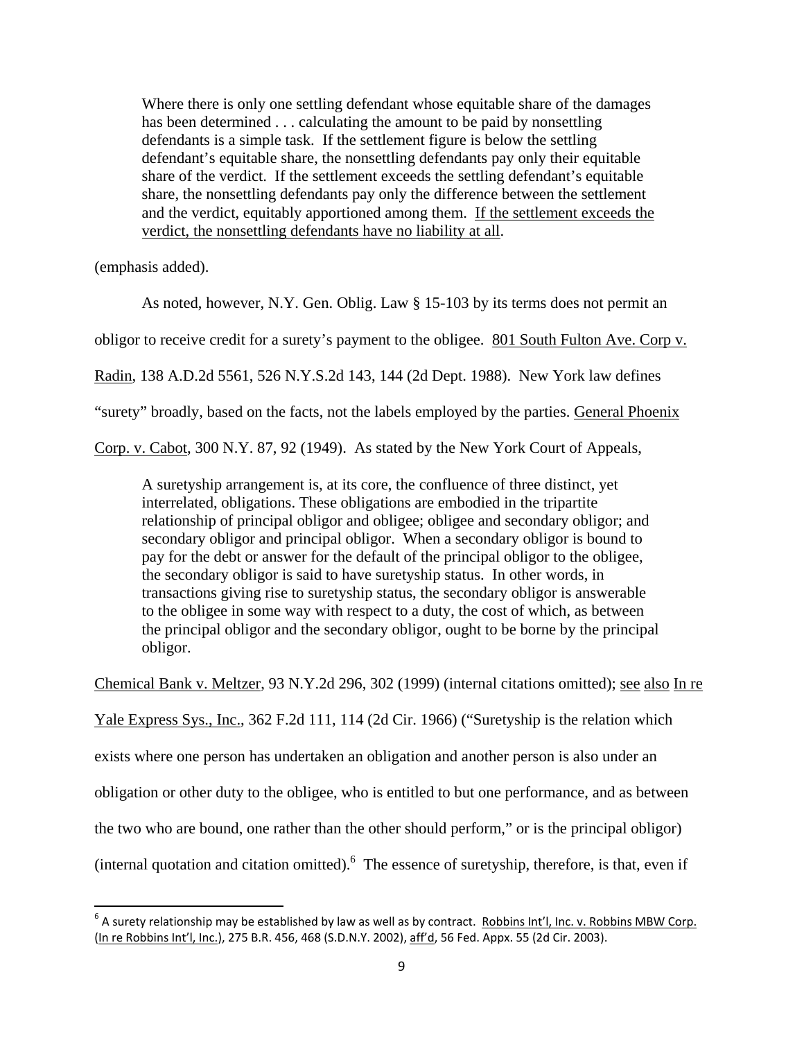> Where there is only one settling defendant whose equitable share of the damages has been determined . . . calculating the amount to be paid by nonsettling defendants is a simple task. If the settlement figure is below the settling defendant's equitable share, the nonsettling defendants pay only their equitable share of the verdict. If the settlement exceeds the settling defendant's equitable share, the nonsettling defendants pay only the difference between the settlement and the verdict, equitably apportioned among them. If the settlement exceeds the verdict, the nonsettling defendants have no liability at all.

(emphasis added).

As noted, however, N.Y. Gen. Oblig. Law § 15-103 by its terms does not permit an obligor to receive credit for a surety's payment to the obligee. 801 South Fulton Ave. Corp v. Radin, 138 A.D.2d 5561, 526 N.Y.S.2d 143, 144 (2d Dept. 1988). New York law defines "surety" broadly, based on the facts, not the labels employed by the parties. General Phoenix Corp. v. Cabot, 300 N.Y. 87, 92 (1949). As stated by the New York Court of Appeals,

> A suretyship arrangement is, at its core, the confluence of three distinct, yet interrelated, obligations. These obligations are embodied in the tripartite relationship of principal obligor and obligee; obligee and secondary obligor; and secondary obligor and principal obligor. When a secondary obligor is bound to pay for the debt or answer for the default of the principal obligor to the obligee, the secondary obligor is said to have suretyship status. In other words, in transactions giving rise to suretyship status, the secondary obligor is answerable to the obligee in some way with respect to a duty, the cost of which, as between the principal obligor and the secondary obligor, ought to be borne by the principal obligor.

Chemical Bank v. Meltzer, 93 N.Y.2d 296, 302 (1999) (internal citations omitted); see also In re Yale Express Sys., Inc., 362 F.2d 111, 114 (2d Cir. 1966) ("Suretyship is the relation which exists where one person has undertaken an obligation and another person is also under an obligation or other duty to the obligee, who is entitled to but one performance, and as between the two who are bound, one rather than the other should perform," or is the principal obligor) (internal quotation and citation omitted).[6] The essence of suretyship, therefore, is that, even if

[6] A surety relationship may be established by law as well as by contract. Robbins Int'l, Inc. v. Robbins MBW Corp. (In re Robbins Int'l, Inc.), 275 B.R. 456, 468 (S.D.N.Y. 2002), aff'd, 56 Fed. Appx. 55 (2d Cir. 2003).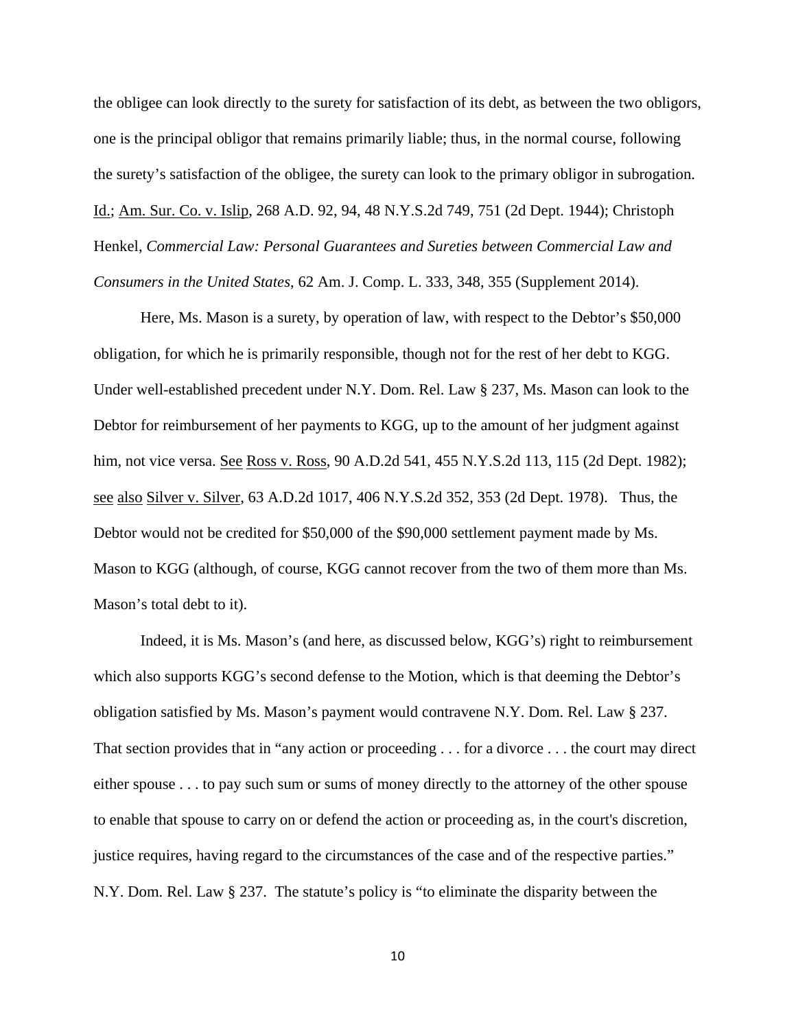the obligee can look directly to the surety for satisfaction of its debt, as between the two obligors, one is the principal obligor that remains primarily liable; thus, in the normal course, following the surety's satisfaction of the obligee, the surety can look to the primary obligor in subrogation. Id.; Am. Sur. Co. v. Islip, 268 A.D. 92, 94, 48 N.Y.S.2d 749, 751 (2d Dept. 1944); Christoph Henkel, *Commercial Law: Personal Guarantees and Sureties between Commercial Law and Consumers in the United States*, 62 Am. J. Comp. L. 333, 348, 355 (Supplement 2014).

Here, Ms. Mason is a surety, by operation of law, with respect to the Debtor's $50,000 obligation, for which he is primarily responsible, though not for the rest of her debt to KGG. Under well-established precedent under N.Y. Dom. Rel. Law § 237, Ms. Mason can look to the Debtor for reimbursement of her payments to KGG, up to the amount of her judgment against him, not vice versa. See Ross v. Ross, 90 A.D.2d 541, 455 N.Y.S.2d 113, 115 (2d Dept. 1982); see also Silver v. Silver, 63 A.D.2d 1017, 406 N.Y.S.2d 352, 353 (2d Dept. 1978). Thus, the Debtor would not be credited for $50,000 of the $90,000 settlement payment made by Ms. Mason to KGG (although, of course, KGG cannot recover from the two of them more than Ms. Mason's total debt to it).

Indeed, it is Ms. Mason's (and here, as discussed below, KGG's) right to reimbursement which also supports KGG's second defense to the Motion, which is that deeming the Debtor's obligation satisfied by Ms. Mason's payment would contravene N.Y. Dom. Rel. Law § 237. That section provides that in "any action or proceeding . . . for a divorce . . . the court may direct either spouse . . . to pay such sum or sums of money directly to the attorney of the other spouse to enable that spouse to carry on or defend the action or proceeding as, in the court's discretion, justice requires, having regard to the circumstances of the case and of the respective parties." N.Y. Dom. Rel. Law § 237. The statute's policy is "to eliminate the disparity between the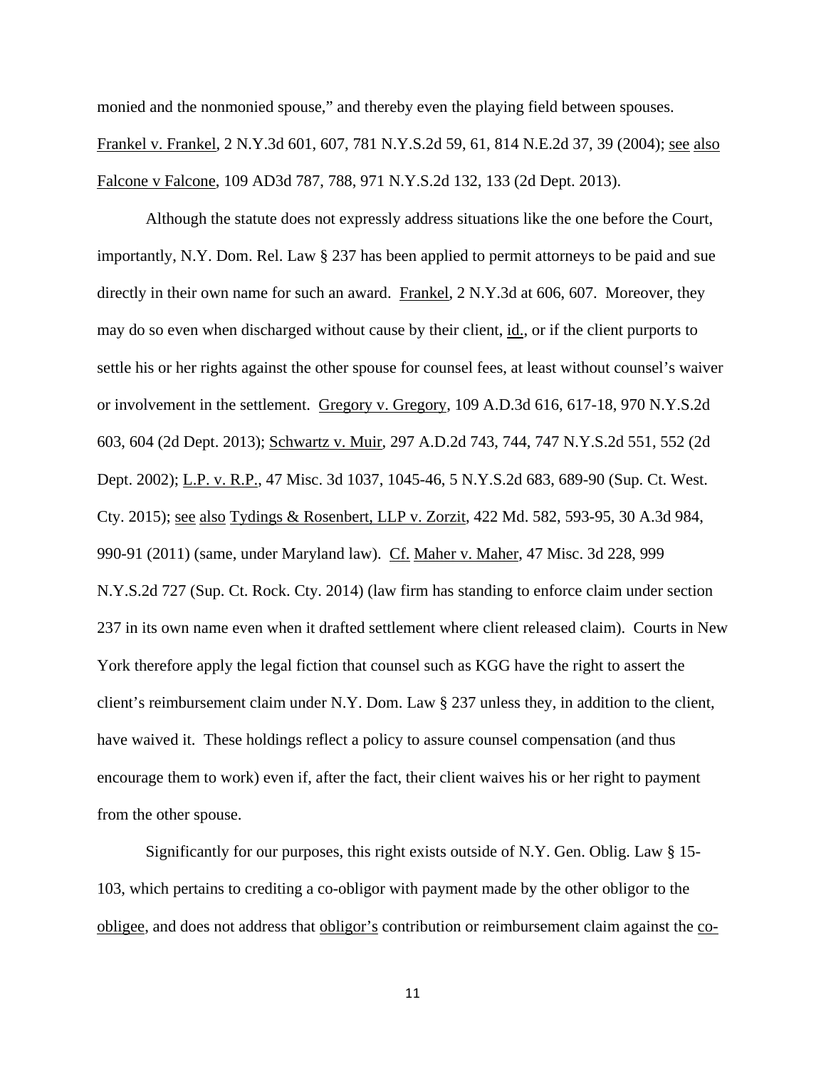monied and the nonmonied spouse," and thereby even the playing field between spouses. Frankel v. Frankel, 2 N.Y.3d 601, 607, 781 N.Y.S.2d 59, 61, 814 N.E.2d 37, 39 (2004); see also Falcone v Falcone, 109 AD3d 787, 788, 971 N.Y.S.2d 132, 133 (2d Dept. 2013).

Although the statute does not expressly address situations like the one before the Court, importantly, N.Y. Dom. Rel. Law § 237 has been applied to permit attorneys to be paid and sue directly in their own name for such an award. Frankel, 2 N.Y.3d at 606, 607. Moreover, they may do so even when discharged without cause by their client, id., or if the client purports to settle his or her rights against the other spouse for counsel fees, at least without counsel's waiver or involvement in the settlement. Gregory v. Gregory, 109 A.D.3d 616, 617-18, 970 N.Y.S.2d 603, 604 (2d Dept. 2013); Schwartz v. Muir, 297 A.D.2d 743, 744, 747 N.Y.S.2d 551, 552 (2d Dept. 2002); L.P. v. R.P., 47 Misc. 3d 1037, 1045-46, 5 N.Y.S.2d 683, 689-90 (Sup. Ct. West. Cty. 2015); see also Tydings & Rosenbert, LLP v. Zorzit, 422 Md. 582, 593-95, 30 A.3d 984, 990-91 (2011) (same, under Maryland law). Cf. Maher v. Maher, 47 Misc. 3d 228, 999 N.Y.S.2d 727 (Sup. Ct. Rock. Cty. 2014) (law firm has standing to enforce claim under section 237 in its own name even when it drafted settlement where client released claim). Courts in New York therefore apply the legal fiction that counsel such as KGG have the right to assert the client's reimbursement claim under N.Y. Dom. Law § 237 unless they, in addition to the client, have waived it. These holdings reflect a policy to assure counsel compensation (and thus encourage them to work) even if, after the fact, their client waives his or her right to payment from the other spouse.

Significantly for our purposes, this right exists outside of N.Y. Gen. Oblig. Law § 15-103, which pertains to crediting a co-obligor with payment made by the other obligor to the obligee, and does not address that obligor's contribution or reimbursement claim against the co-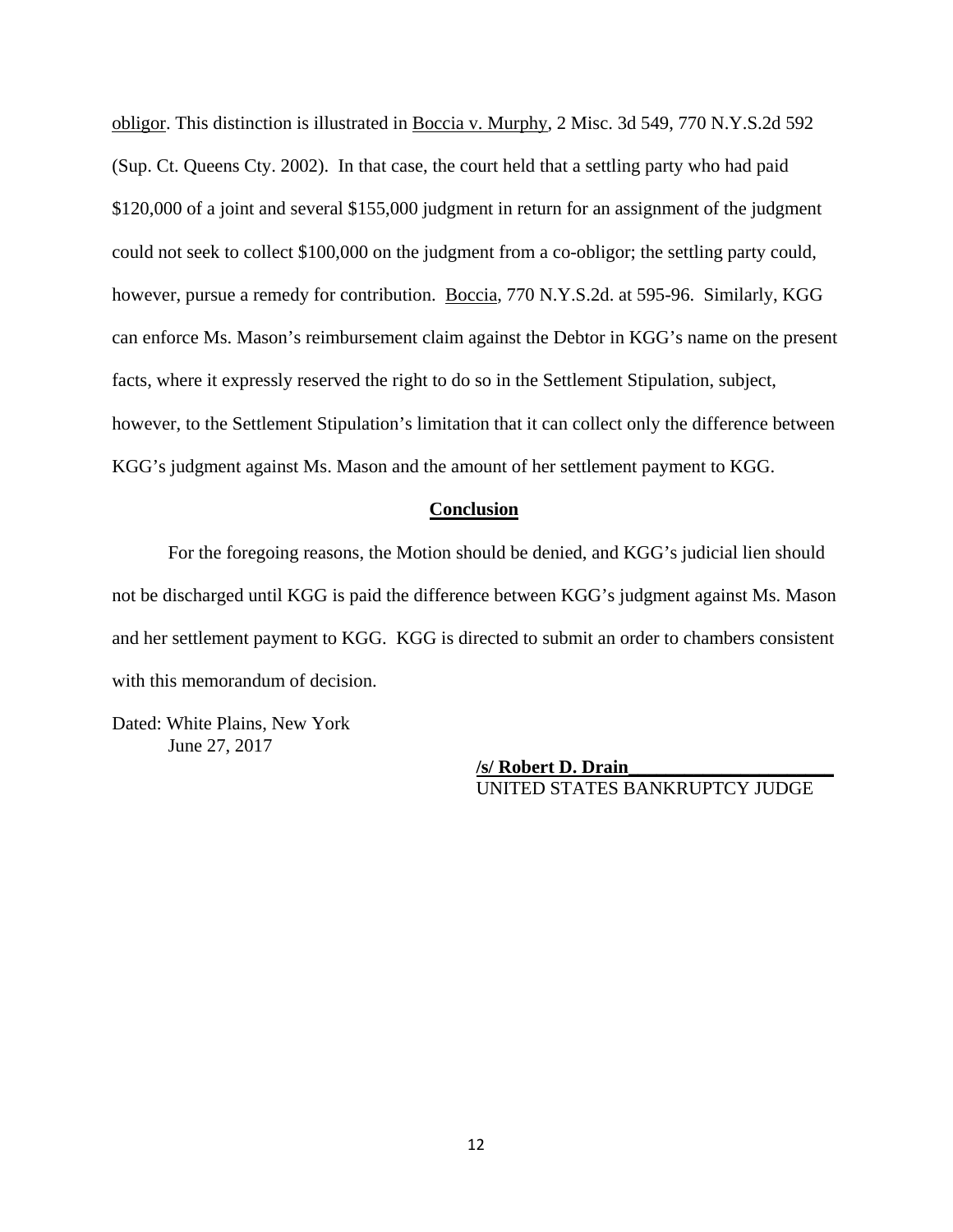obligor. This distinction is illustrated in Boccia v. Murphy, 2 Misc. 3d 549, 770 N.Y.S.2d 592 (Sup. Ct. Queens Cty. 2002). In that case, the court held that a settling party who had paid $120,000 of a joint and several $155,000 judgment in return for an assignment of the judgment could not seek to collect $100,000 on the judgment from a co-obligor; the settling party could, however, pursue a remedy for contribution. Boccia, 770 N.Y.S.2d. at 595-96. Similarly, KGG can enforce Ms. Mason's reimbursement claim against the Debtor in KGG's name on the present facts, where it expressly reserved the right to do so in the Settlement Stipulation, subject, however, to the Settlement Stipulation's limitation that it can collect only the difference between KGG's judgment against Ms. Mason and the amount of her settlement payment to KGG.

## Conclusion

For the foregoing reasons, the Motion should be denied, and KGG's judicial lien should not be discharged until KGG is paid the difference between KGG's judgment against Ms. Mason and her settlement payment to KGG. KGG is directed to submit an order to chambers consistent with this memorandum of decision.

Dated: White Plains, New York
June 27, 2017

**/s/ Robert D. Drain**
UNITED STATES BANKRUPTCY JUDGE